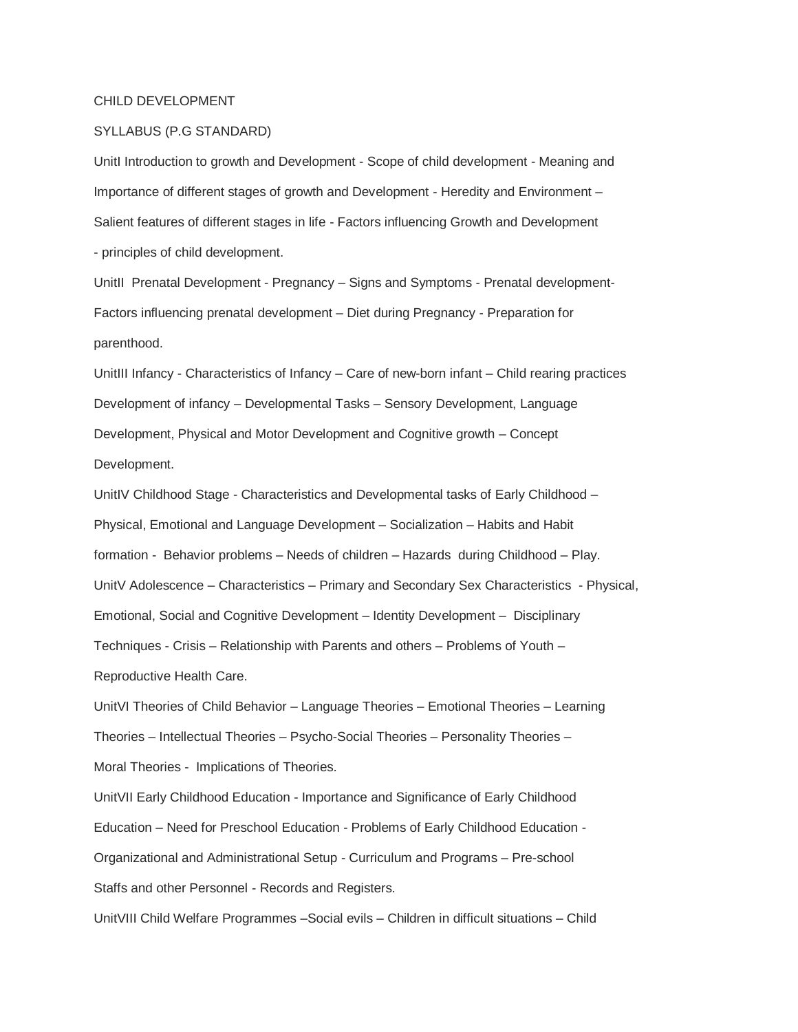# CHILD DEVELOPMENT

## SYLLABUS (P.G STANDARD)

UnitI Introduction to growth and Development - Scope of child development - Meaning and Importance of different stages of growth and Development - Heredity and Environment – Salient features of different stages in life - Factors influencing Growth and Development - principles of child development.

UnitII Prenatal Development - Pregnancy – Signs and Symptoms - Prenatal development- Factors influencing prenatal development – Diet during Pregnancy - Preparation for parenthood.

UnitIII Infancy - Characteristics of Infancy – Care of new-born infant – Child rearing practices Development of infancy – Developmental Tasks – Sensory Development, Language Development, Physical and Motor Development and Cognitive growth – Concept Development.

UnitIV Childhood Stage - Characteristics and Developmental tasks of Early Childhood – Physical, Emotional and Language Development – Socialization – Habits and Habit formation - Behavior problems – Needs of children – Hazards during Childhood – Play.

UnitV Adolescence – Characteristics – Primary and Secondary Sex Characteristics - Physical, Emotional, Social and Cognitive Development – Identity Development – Disciplinary Techniques - Crisis – Relationship with Parents and others – Problems of Youth – Reproductive Health Care.

UnitVI Theories of Child Behavior – Language Theories – Emotional Theories – Learning Theories – Intellectual Theories – Psycho-Social Theories – Personality Theories – Moral Theories - Implications of Theories.

UnitVII Early Childhood Education - Importance and Significance of Early Childhood Education – Need for Preschool Education - Problems of Early Childhood Education - Organizational and Administrational Setup - Curriculum and Programs – Pre-school Staffs and other Personnel - Records and Registers.

UnitVIII Child Welfare Programmes –Social evils – Children in difficult situations – Child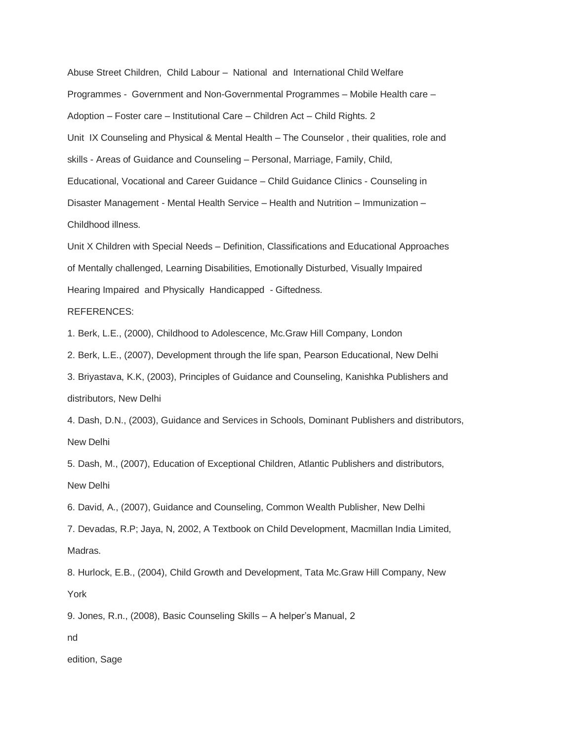Abuse Street Children, Child Labour – National and International Child Welfare Programmes - Government and Non-Governmental Programmes – Mobile Health care – Adoption – Foster care – Institutional Care – Children Act – Child Rights. 2

Unit IX Counseling and Physical & Mental Health – The Counselor , their qualities, role and skills - Areas of Guidance and Counseling – Personal, Marriage, Family, Child, Educational, Vocational and Career Guidance – Child Guidance Clinics - Counseling in Disaster Management - Mental Health Service – Health and Nutrition – Immunization – Childhood illness.

Unit X Children with Special Needs – Definition, Classifications and Educational Approaches of Mentally challenged, Learning Disabilities, Emotionally Disturbed, Visually Impaired Hearing Impaired and Physically Handicapped - Giftedness.

REFERENCES:

1. Berk, L.E., (2000), Childhood to Adolescence, Mc.Graw Hill Company, London
2. Berk, L.E., (2007), Development through the life span, Pearson Educational, New Delhi
3. Briyastava, K.K, (2003), Principles of Guidance and Counseling, Kanishka Publishers and distributors, New Delhi
4. Dash, D.N., (2003), Guidance and Services in Schools, Dominant Publishers and distributors, New Delhi
5. Dash, M., (2007), Education of Exceptional Children, Atlantic Publishers and distributors, New Delhi
6. David, A., (2007), Guidance and Counseling, Common Wealth Publisher, New Delhi
7. Devadas, R.P; Jaya, N, 2002, A Textbook on Child Development, Macmillan India Limited, Madras.
8. Hurlock, E.B., (2004), Child Growth and Development, Tata Mc.Graw Hill Company, New York
9. Jones, R.n., (2008), Basic Counseling Skills – A helper's Manual, 2nd edition, Sage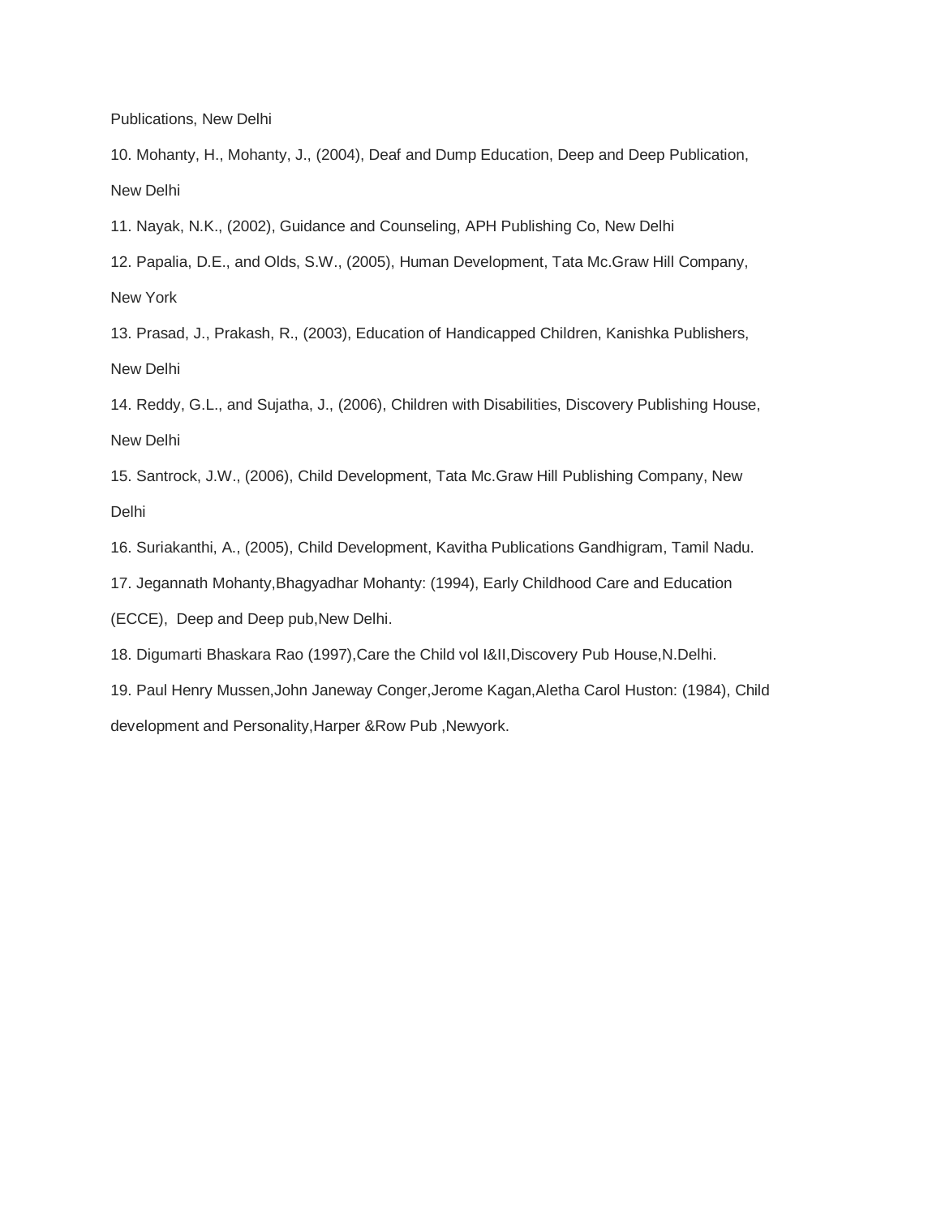Publications, New Delhi

10. Mohanty, H., Mohanty, J., (2004), Deaf and Dump Education, Deep and Deep Publication, New Delhi

11. Nayak, N.K., (2002), Guidance and Counseling, APH Publishing Co, New Delhi

12. Papalia, D.E., and Olds, S.W., (2005), Human Development, Tata Mc.Graw Hill Company, New York

13. Prasad, J., Prakash, R., (2003), Education of Handicapped Children, Kanishka Publishers, New Delhi

14. Reddy, G.L., and Sujatha, J., (2006), Children with Disabilities, Discovery Publishing House, New Delhi

15. Santrock, J.W., (2006), Child Development, Tata Mc.Graw Hill Publishing Company, New Delhi

16. Suriakanthi, A., (2005), Child Development, Kavitha Publications Gandhigram, Tamil Nadu.

17. Jegannath Mohanty,Bhagyadhar Mohanty: (1994), Early Childhood Care and Education (ECCE), Deep and Deep pub,New Delhi.

18. Digumarti Bhaskara Rao (1997),Care the Child vol I&II,Discovery Pub House,N.Delhi.

19. Paul Henry Mussen,John Janeway Conger,Jerome Kagan,Aletha Carol Huston: (1984), Child development and Personality,Harper &Row Pub ,Newyork.